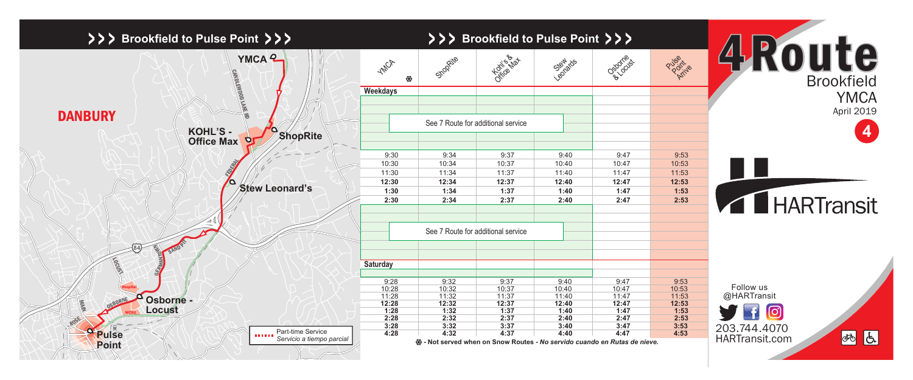# >>> Brookfield to Pulse Point >>>

DANBURY

YMCA

KOHL'S - Office Max

ShopRite

Stew Leonard's

Osborne - Locust

Pulse Point

Part-time Service
*Servicio a tiempo parcial*

## >>> Brookfield to Pulse Point >>>

| YMCA ❄ | ShopRite | Kohl's & Office Max | Stew Leonards | Osborne & Locust | Pulse Point Arrive |
|---|---|---|---|---|---|
| **Weekdays** | | | | | |
| | See 7 Route for additional service | | | | |
| 9:30 | 9:34 | 9:37 | 9:40 | 9:47 | 9:53 |
| 10:30 | 10:34 | 10:37 | 10:40 | 10:47 | 10:53 |
| 11:30 | 11:34 | 11:37 | 11:40 | 11:47 | 11:53 |
| **12:30** | **12:34** | **12:37** | **12:40** | **12:47** | **12:53** |
| **1:30** | **1:34** | **1:37** | **1:40** | **1:47** | **1:53** |
| **2:30** | **2:34** | **2:37** | **2:40** | **2:47** | **2:53** |
| | See 7 Route for additional service | | | | |
| **Saturday** | | | | | |
| 9:28 | 9:32 | 9:37 | 9:40 | 9:47 | 9:53 |
| 10:28 | 10:32 | 10:37 | 10:40 | 10:47 | 10:53 |
| 11:28 | 11:32 | 11:37 | 11:40 | 11:47 | 11:53 |
| **12:28** | **12:32** | **12:37** | **12:40** | **12:47** | **12:53** |
| **1:28** | **1:32** | **1:37** | **1:40** | **1:47** | **1:53** |
| **2:28** | **2:32** | **2:37** | **2:40** | **2:47** | **2:53** |
| **3:28** | **3:32** | **3:37** | **3:40** | **3:47** | **3:53** |
| **4:28** | **4:32** | **4:37** | **4:40** | **4:47** | **4:53** |

❄ **- Not served when on Snow Routes -** ***No servido cuando en Rutas de nieve.***

# 4 Route

Brookfield
YMCA

April 2019

4

HARTransit

Follow us
@HARTransit

203.744.4070
HARTransit.com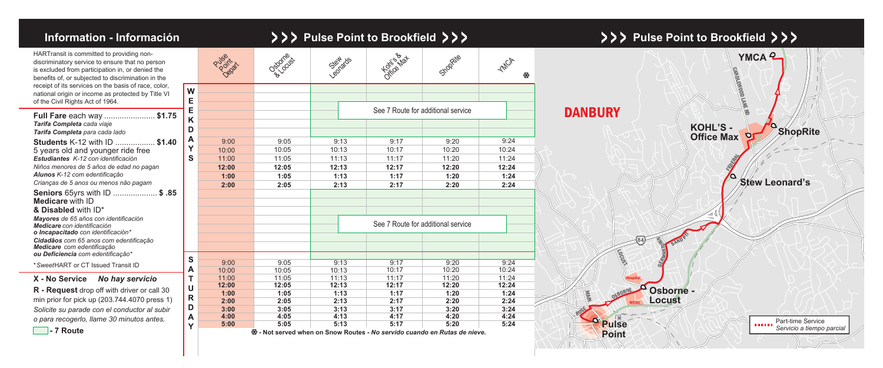## Information - Información

HARTransit is committed to providing non-discriminatory service to ensure that no person is excluded from participation in, or denied the benefits of, or subjected to discrimination in the receipt of its services on the basis of race, color, national origin or income as protected by Title VI of the Civil Rights Act of 1964.

**Full Fare** each way ....................... **$1.75**
***Tarifa Completa** cada viaje*
***Tarifa Completa** para cada lado*

**Students** K-12 with ID ................. **$1.40**
5 years old and younger ride free
***Estudiantes** K-12 con identificación*
*Niños menores de 5 años de edad no pagan*
***Alunos** K-12 com edentificação*
*Crianças de 5 anos ou menos não pagam*

**Seniors** 65yrs with ID .................... **$ .85**
**Medicare** with ID
**& Disabled** with ID*
***Mayores** de 65 años con identificación*
***Medicare** con identificación*
***o Incapacitado** con identificación**
***Cidadãos** com 65 anos com edentificação*
***Medicare** com edentificação*
***ou Deficiencia** com edentificação**

**SweetHART or CT Issued Transit ID*

**X - No Service** ***No hay servicio***

**R - Request** drop off with driver or call 30 min prior for pick up (203.744.4070 press 1)
*Solicite su parade con el conductor al subir o para recogerlo, llame 30 minutos antes.*

**- 7 Route**

## >>> Pulse Point to Brookfield >>>

| | Pulse Point Depart | Osborne & Locust | Stew Leonards | Kohl's & Office Max | ShopRite | YMCA ❄ |
|---|---|---|---|---|---|---|
| **WEEKDAYS** | | | | See 7 Route for additional service | | |
| | 9:00 | 9:05 | 9:13 | 9:17 | 9:20 | 9:24 |
| | 10:00 | 10:05 | 10:13 | 10:17 | 10:20 | 10:24 |
| | 11:00 | 11:05 | 11:13 | 11:17 | 11:20 | 11:24 |
| | **12:00** | **12:05** | **12:13** | **12:17** | **12:20** | **12:24** |
| | **1:00** | **1:05** | **1:13** | **1:17** | **1:20** | **1:24** |
| | **2:00** | **2:05** | **2:13** | **2:17** | **2:20** | **2:24** |
| | | | | See 7 Route for additional service | | |
| **SATURDAY** | 9:00 | 9:05 | 9:13 | 9:17 | 9:20 | 9:24 |
| | 10:00 | 10:05 | 10:13 | 10:17 | 10:20 | 10:24 |
| | 11:00 | 11:05 | 11:13 | 11:17 | 11:20 | 11:24 |
| | **12:00** | **12:05** | **12:13** | **12:17** | **12:20** | **12:24** |
| | **1:00** | **1:05** | **1:13** | **1:17** | **1:20** | **1:24** |
| | **2:00** | **2:05** | **2:13** | **2:17** | **2:20** | **2:24** |
| | **3:00** | **3:05** | **3:13** | **3:17** | **3:20** | **3:24** |
| | **4:00** | **4:05** | **4:13** | **4:17** | **4:20** | **4:24** |
| | **5:00** | **5:05** | **5:13** | **5:17** | **5:20** | **5:24** |

**❄ - Not served when on Snow Routes -** ***No servido cuando en Rutas de nieve.***

## >>> Pulse Point to Brookfield >>>

DANBURY

YMCA

KOHL'S - Office Max

ShopRite

Stew Leonard's

Osborne - Locust

Pulse Point

Part-time Service
*Servicio a tiempo parcial*